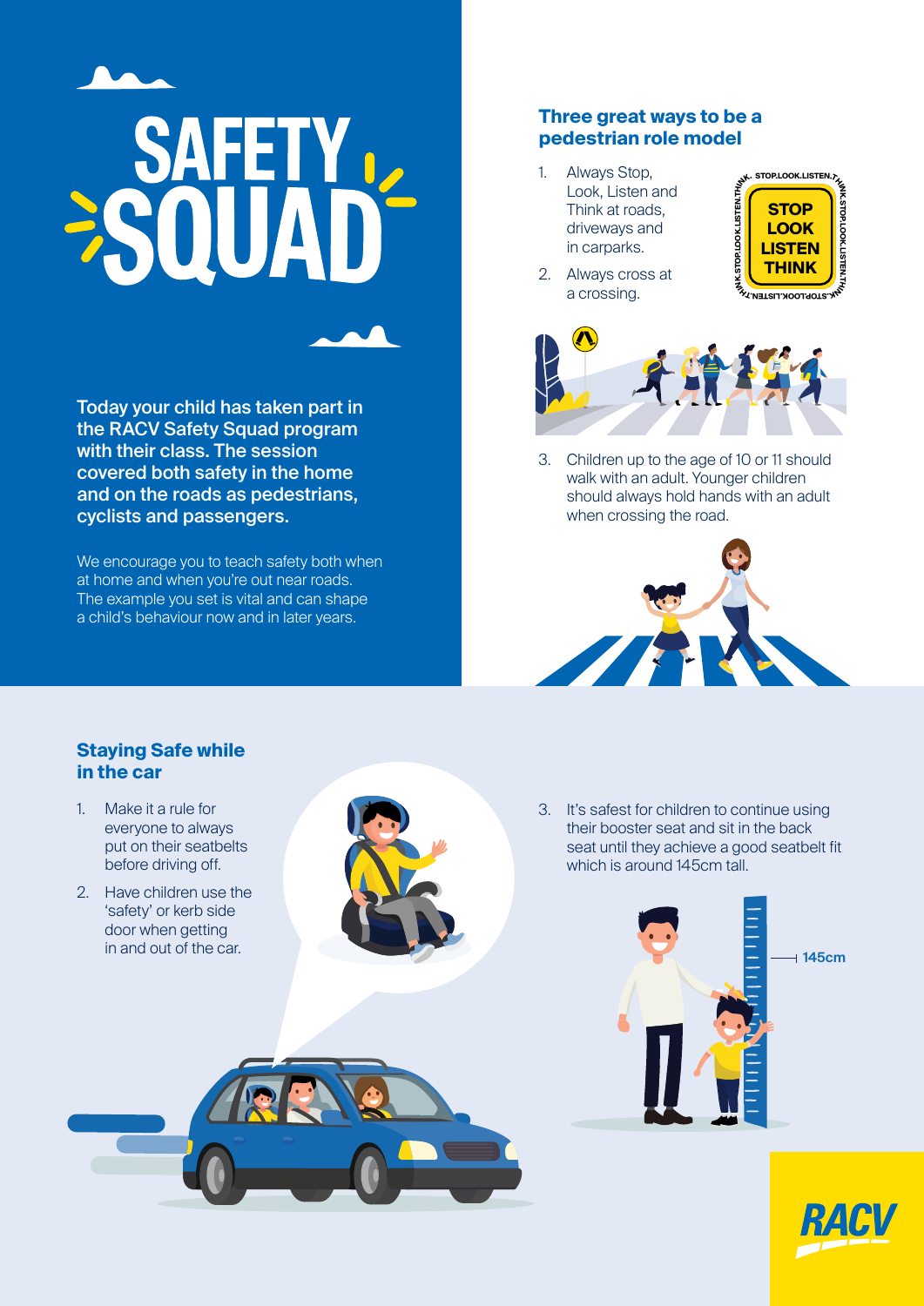# SAFETY SQUAD

**Today your child has taken part in the RACV Safety Squad program with their class. The session covered both safety in the home and on the roads as pedestrians, cyclists and passengers.**

We encourage you to teach safety both when at home and when you're out near roads. The example you set is vital and can shape a child's behaviour now and in later years.

## Three great ways to be a pedestrian role model

1. Always Stop, Look, Listen and Think at roads, driveways and in carparks.
2. Always cross at a crossing.
3. Children up to the age of 10 or 11 should walk with an adult. Younger children should always hold hands with an adult when crossing the road.

**STOP LOOK LISTEN THINK**

## Staying Safe while in the car

1. Make it a rule for everyone to always put on their seatbelts before driving off.
2. Have children use the 'safety' or kerb side door when getting in and out of the car.
3. It's safest for children to continue using their booster seat and sit in the back seat until they achieve a good seatbelt fit which is around 145cm tall.

145cm

RACV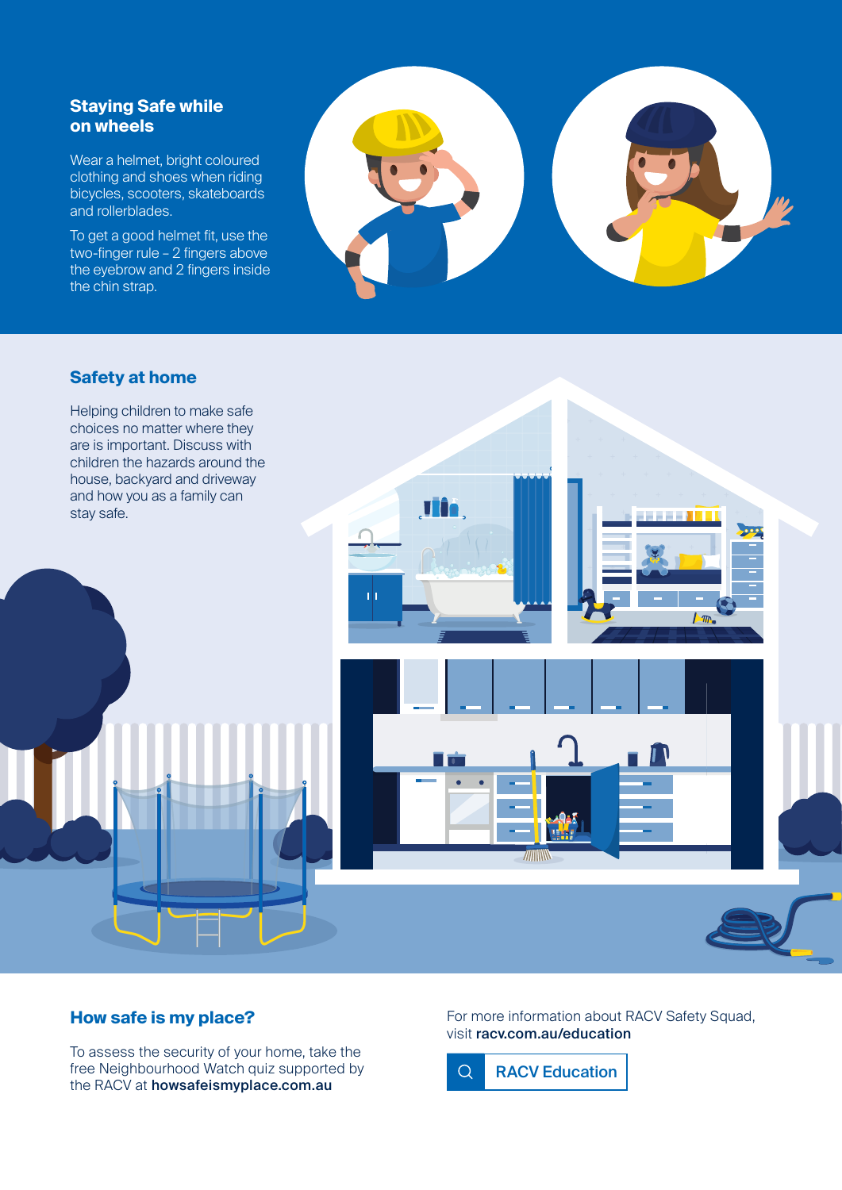## Staying Safe while on wheels

Wear a helmet, bright coloured clothing and shoes when riding bicycles, scooters, skateboards and rollerblades.

To get a good helmet fit, use the two-finger rule – 2 fingers above the eyebrow and 2 fingers inside the chin strap.

## Safety at home

Helping children to make safe choices no matter where they are is important. Discuss with children the hazards around the house, backyard and driveway and how you as a family can stay safe.

## How safe is my place?

To assess the security of your home, take the free Neighbourhood Watch quiz supported by the RACV at **howsafeismyplace.com.au**

For more information about RACV Safety Squad, visit **racv.com.au/education**

RACV Education